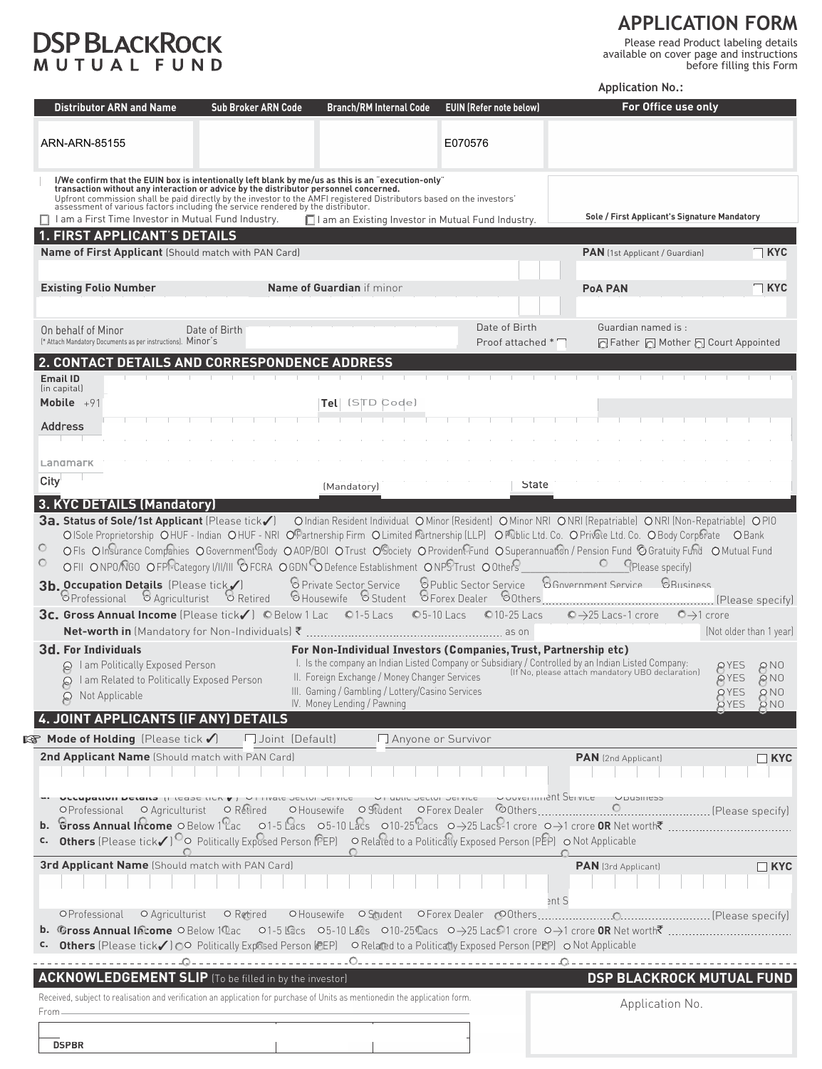**DSP BLACKROCK**
**MUTUAL FUND**

# APPLICATION FORM

Please read Product labeling details available on cover page and instructions before filling this Form

Application No.:

| Distributor ARN and Name | Sub Broker ARN Code | Branch/RM Internal Code | EUIN (Refer note below) | For Office use only |
|---|---|---|---|---|
| ARN-ARN-85155 | | | E070576 | |

**I/We confirm that the EUIN box is intentionally left blank by me/us as this is an "execution-only" transaction without any interaction or advice by the distributor personnel concerned.**
Upfront commission shall be paid directly by the investor to the AMFI registered Distributors based on the investors' assessment of various factors including the service rendered by the distributor.

☐ I am a First Time Investor in Mutual Fund Industry. ☐ I am an Existing Investor in Mutual Fund Industry.

Sole / First Applicant's Signature Mandatory

## 1. FIRST APPLICANT'S DETAILS

**Name of First Applicant** (Should match with PAN Card)

**PAN** (1st Applicant / Guardian) ☐ **KYC**

**Existing Folio Number** **Name of Guardian** if minor

**PoA PAN** ☐ **KYC**

On behalf of Minor (* Attach Mandatory Documents as per instructions). Date of Birth Minor's

Date of Birth Proof attached * ☐

Guardian named is : ☐ Father ☐ Mother ☐ Court Appointed

## 2. CONTACT DETAILS AND CORRESPONDENCE ADDRESS

**Email ID** (in capital)

**Mobile** +91 **Tel** (STD Code)

**Address**

Landmark

City (Mandatory) State

## 3. KYC DETAILS (Mandatory)

**3a. Status of Sole/1st Applicant** (Please tick ✓) ○ Indian Resident Individual ○ Minor (Resident) ○ Minor NRI ○ NRI (Repatriable) ○ NRI (Non-Repatriable) ○ PIO ○ Sole Proprietorship ○ HUF - Indian ○ HUF - NRI ○ Partnership Firm ○ Limited Partnership (LLP) ○ Public Ltd. Co. ○ Private Ltd. Co. ○ Body Corporate ○ Bank ○ FIs ○ Insurance Companies ○ Government Body ○ AOP/BOI ○ Trust ○ Society ○ Provident Fund ○ Superannuation / Pension Fund ○ Gratuity Fund ○ Mutual Fund ○ FII ○ NPO/NGO ○ FPI-Category I/II/III ○ FCRA ○ GDN ○ Defence Establishment ○ NPS Trust ○ Others ............ (Please specify)

**3b. Occupation Details** (Please tick ✓) ○ Private Sector Service ○ Public Sector Service ○ Government Service ○ Business ○ Professional ○ Agriculturist ○ Retired ○ Housewife ○ Student ○ Forex Dealer ○ Others ............ (Please specify)

**3c. Gross Annual Income** (Please tick ✓) ○ Below 1 Lac ○ 1-5 Lacs ○ 5-10 Lacs ○ 10-25 Lacs ○ >25 Lacs-1 crore ○ >1 crore

**Net-worth in** (Mandatory for Non-Individuals) ₹ ............ as on ............ (Not older than 1 year)

**3d. For Individuals**
- ○ I am Politically Exposed Person
- ○ I am Related to Politically Exposed Person
- ○ Not Applicable

**For Non-Individual Investors (Companies, Trust, Partnership etc)**

| | | |
|---|---|---|
| I. Is the company an Indian Listed Company or Subsidiary / Controlled by an Indian Listed Company: (If No, please attach mandatory UBO declaration) | ○ YES | ○ NO |
| II. Foreign Exchange / Money Changer Services | ○ YES | ○ NO |
| III. Gaming / Gambling / Lottery/Casino Services | ○ YES | ○ NO |
| IV. Money Lending / Pawning | ○ YES | ○ NO |

## 4. JOINT APPLICANTS (IF ANY) DETAILS

**Mode of Holding** (Please tick ✓) ☐ Joint (Default) ☐ Anyone or Survivor

**2nd Applicant Name** (Should match with PAN Card) **PAN** (2nd Applicant) ☐ **KYC**

a. Occupation Details (Please tick ✓) ○ Private Sector Service ○ Public Sector Service ○ Government Service ○ Business ○ Professional ○ Agriculturist ○ Retired ○ Housewife ○ Student ○ Forex Dealer ○ Others ............ (Please specify)

b. **Gross Annual Income** ○ Below 1 Lac ○ 1-5 Lacs ○ 5-10 Lacs ○ 10-25 Lacs ○ >25 Lacs-1 crore ○ >1 crore **OR** Net worth ₹ ............

c. **Others** (Please tick ✓) ○ Politically Exposed Person (PEP) ○ Related to a Politically Exposed Person (PEP) ○ Not Applicable

**3rd Applicant Name** (Should match with PAN Card) **PAN** (3rd Applicant) ☐ **KYC**

○ Professional ○ Agriculturist ○ Retired ○ Housewife ○ Student ○ Forex Dealer ○ Others ............ (Please specify)

b. **Gross Annual Income** ○ Below 1 Lac ○ 1-5 Lacs ○ 5-10 Lacs ○ 10-25 Lacs ○ >25 Lacs-1 crore ○ >1 crore **OR** Net worth ₹ ............

c. **Others** (Please tick ✓) ○ Politically Exposed Person (PEP) ○ Related to a Politically Exposed Person (PEP) ○ Not Applicable

---

## ACKNOWLEDGEMENT SLIP (To be filled in by the investor)

**DSP BLACKROCK MUTUAL FUND**

Received, subject to realisation and verification an application for purchase of Units as mentionedin the application form.

From ............

Application No.

**DSPBR**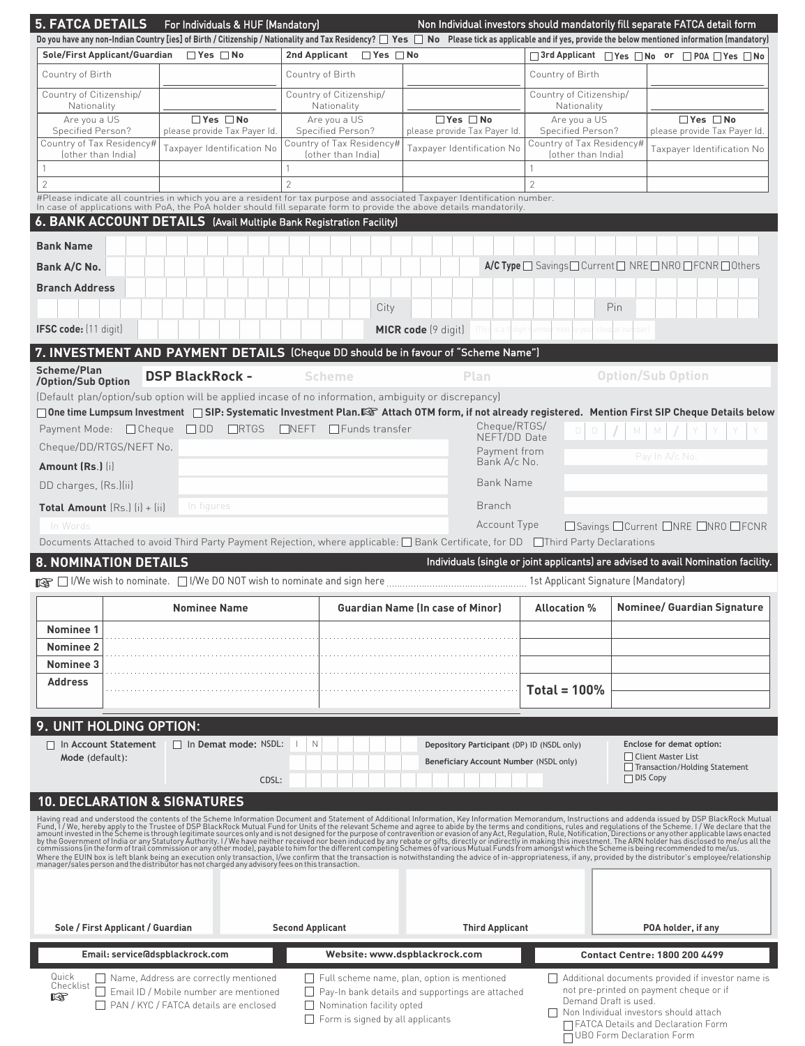## 5. FATCA DETAILS For Individuals & HUF (Mandatory)

Non Individual investors should mandatorily fill separate FATCA detail form

Do you have any non-Indian Country [ies] of Birth / Citizenship / Nationality and Tax Residency? ☐ Yes ☐ No Please tick as applicable and if yes, provide the below mentioned information (mandatory)

| Sole/First Applicant/Guardian ☐ Yes ☐ No | | 2nd Applicant ☐ Yes ☐ No | | ☐ 3rd Applicant ☐ Yes ☐ No or ☐ POA ☐ Yes ☐ No | |
|---|---|---|---|---|---|
| Country of Birth | | Country of Birth | | Country of Birth | |
| Country of Citizenship/ Nationality | | Country of Citizenship/ Nationality | | Country of Citizenship/ Nationality | |
| Are you a US Specified Person? | ☐ Yes ☐ No please provide Tax Payer Id. | Are you a US Specified Person? | ☐ Yes ☐ No please provide Tax Payer Id. | Are you a US Specified Person? | ☐ Yes ☐ No please provide Tax Payer Id. |
| Country of Tax Residency# (other than India) | Taxpayer Identification No | Country of Tax Residency# (other than India) | Taxpayer Identification No | Country of Tax Residency# (other than India) | Taxpayer Identification No |
| 1 | | 1 | | 1 | |
| 2 | | 2 | | 2 | |

#Please indicate all countries in which you are a resident for tax purpose and associated Taxpayer Identification number.
In case of applications with PoA, the PoA holder should fill separate form to provide the above details mandatorily.

## 6. BANK ACCOUNT DETAILS (Avail Multiple Bank Registration Facility)

**Bank Name**

**Bank A/C No.** A/C Type ☐ Savings ☐ Current ☐ NRE ☐ NRO ☐ FCNR ☐ Others

**Branch Address**

City Pin

**IFSC code:** (11 digit) **MICR code** (9 digit) (This is a 9 digit number next to your cheque number)

## 7. INVESTMENT AND PAYMENT DETAILS (Cheque DD should be in favour of "Scheme Name")

**Scheme/Plan /Option/Sub Option** **DSP BlackRock -** Scheme Plan Option/Sub Option

(Default plan/option/sub option will be applied incase of no information, ambiguity or discrepancy)

☐ **One time Lumpsum Investment** ☐ **SIP: Systematic Investment Plan.** ☞ **Attach OTM form, if not already registered. Mention First SIP Cheque Details below**

Payment Mode: ☐ Cheque ☐ DD ☐ RTGS ☐ NEFT ☐ Funds transfer

Cheque/DD/RTGS/NEFT No.

**Amount (Rs.)** (i)

DD charges, (Rs.)(ii)

**Total Amount** (Rs.) (i) + (ii) In figures

In Words

Cheque/RTGS/ NEFT/DD Date D D / M M / Y Y Y Y

Payment from Bank A/c No. Pay In A/c No.

Bank Name

Branch

Account Type ☐ Savings ☐ Current ☐ NRE ☐ NRO ☐ FCNR

Documents Attached to avoid Third Party Payment Rejection, where applicable: ☐ Bank Certificate, for DD ☐ Third Party Declarations

## 8. NOMINATION DETAILS

Individuals (single or joint applicants) are advised to avail Nomination facility.

☞ ☐ I/We wish to nominate. ☐ I/We DO NOT wish to nominate and sign here .................................... 1st Applicant Signature (Mandatory)

| | Nominee Name | Guardian Name (In case of Minor) | Allocation % | Nominee/ Guardian Signature |
|---|---|---|---|---|
| Nominee 1 | | | | |
| Nominee 2 | | | | |
| Nominee 3 | | | | |
| Address | | | **Total = 100%** | |

## 9. UNIT HOLDING OPTION:

☐ In Account Statement Mode (default):

☐ In Demat mode: NSDL: I N

Depository Participant (DP) ID (NSDL only)

Beneficiary Account Number (NSDL only)

CDSL:

Enclose for demat option:
- ☐ Client Master List
- ☐ Transaction/Holding Statement
- ☐ DIS Copy

## 10. DECLARATION & SIGNATURES

Having read and understood the contents of the Scheme Information Document and Statement of Additional Information, Key Information Memorandum, Instructions and addenda issued by DSP BlackRock Mutual Fund, I / We, hereby apply to the Trustee of DSP BlackRock Mutual Fund for Units of the relevant Scheme and agree to abide by the terms and conditions, rules and regulations of the Scheme. I / We declare that the amount invested in the Scheme is through legitimate sources only and is not designed for the purpose of contravention or evasion of any Act, Regulation, Rule, Notification, Directions or any other applicable laws enacted by the Government of India or any Statutory Authority. I / We have neither received nor been induced by any rebate or gifts, directly or indirectly in making this investment. The ARN holder has disclosed to me/us all the commissions (in the form of trail commission or any other mode), payable to him for the different competing Schemes of various Mutual Funds from amongst which the Scheme is being recommended to me/us.
Where the EUIN box is left blank being an execution only transaction, I/we confirm that the transaction is notwithstanding the advice of in-appropriateness, if any, provided by the distributor's employee/relationship manager/sales person and the distributor has not charged any advisory fees on this transaction.

| Sole / First Applicant / Guardian | Second Applicant | Third Applicant | POA holder, if any |
|---|---|---|---|
| | | | |

**Email: service@dspblackrock.com** **Website: www.dspblackrock.com** **Contact Centre: 1800 200 4499**

Quick Checklist ☞

- ☐ Name, Address are correctly mentioned
- ☐ Email ID / Mobile number are mentioned
- ☐ PAN / KYC / FATCA details are enclosed
- ☐ Full scheme name, plan, option is mentioned
- ☐ Pay-In bank details and supportings are attached
- ☐ Nomination facility opted
- ☐ Form is signed by all applicants
- ☐ Additional documents provided if investor name is not pre-printed on payment cheque or if Demand Draft is used.
- ☐ Non Individual investors should attach
  - ☐ FATCA Details and Declaration Form
  - ☐ UBO Form Declaration Form